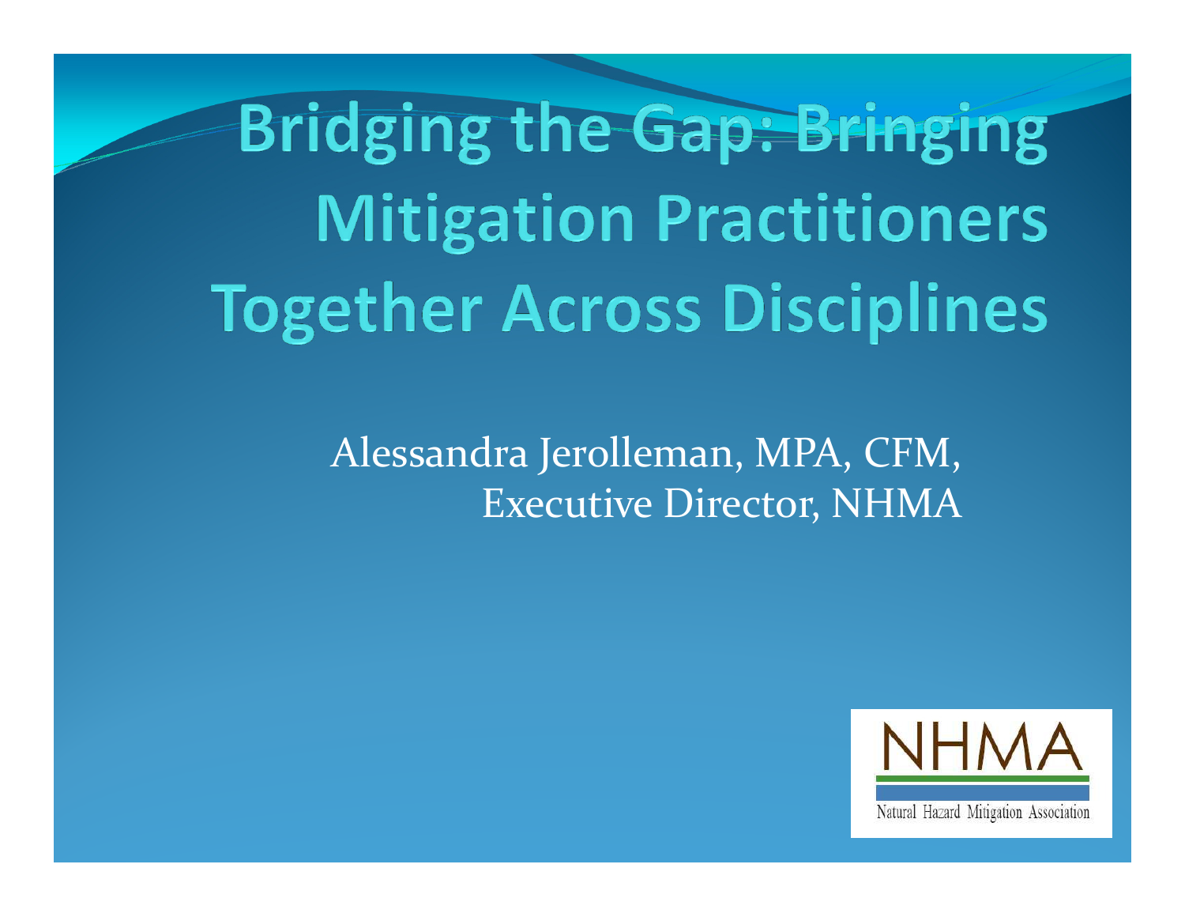# Bridging the Gap: Bringing Mitigation Practitioners Together Across Disciplines

Alessandra Jerolleman, MPA, CFM,
Executive Director, NHMA

NHMA

Natural Hazard Mitigation Association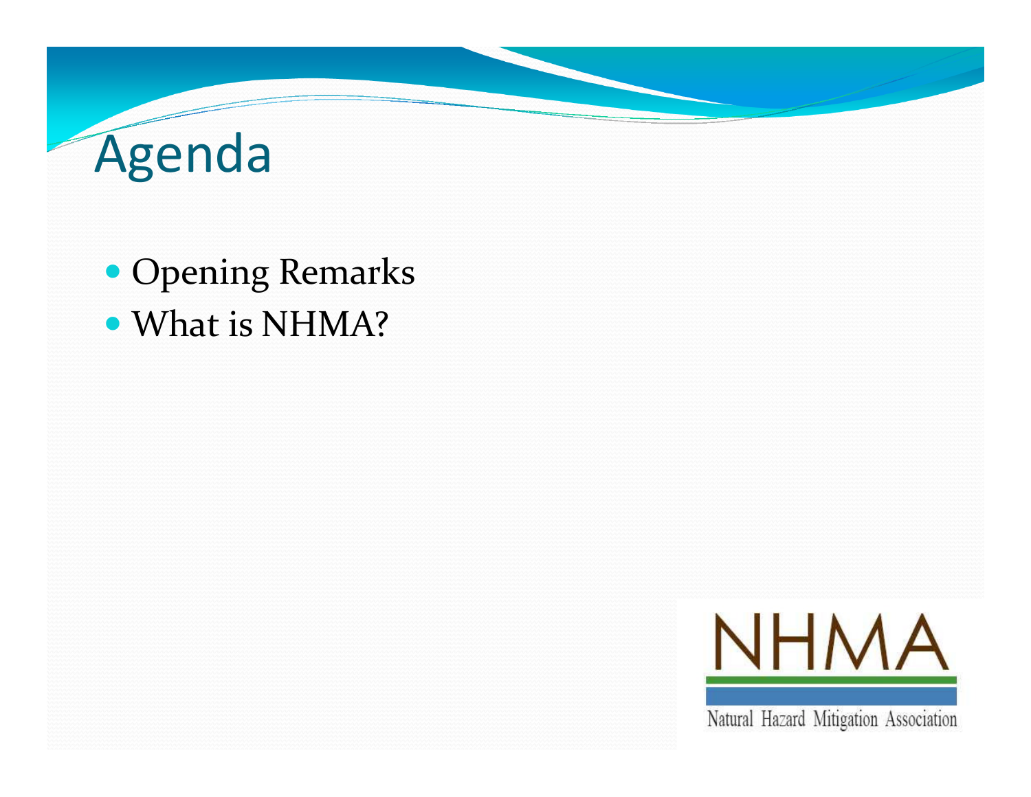# Agenda

- Opening Remarks
- What is NHMA?

NHMA

Natural Hazard Mitigation Association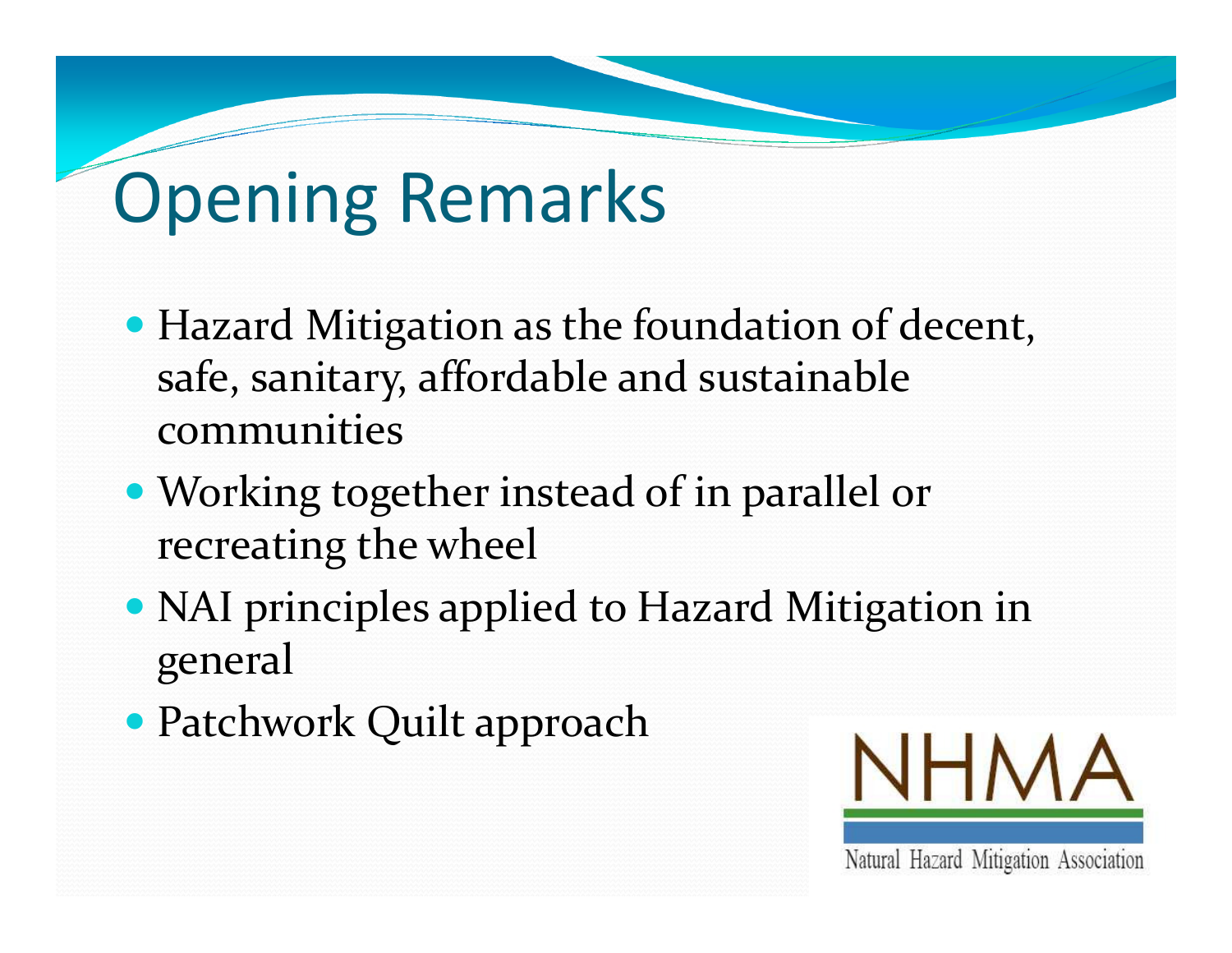# Opening Remarks

- Hazard Mitigation as the foundation of decent, safe, sanitary, affordable and sustainable communities
- Working together instead of in parallel or recreating the wheel
- NAI principles applied to Hazard Mitigation in general
- Patchwork Quilt approach

NHMA

Natural Hazard Mitigation Association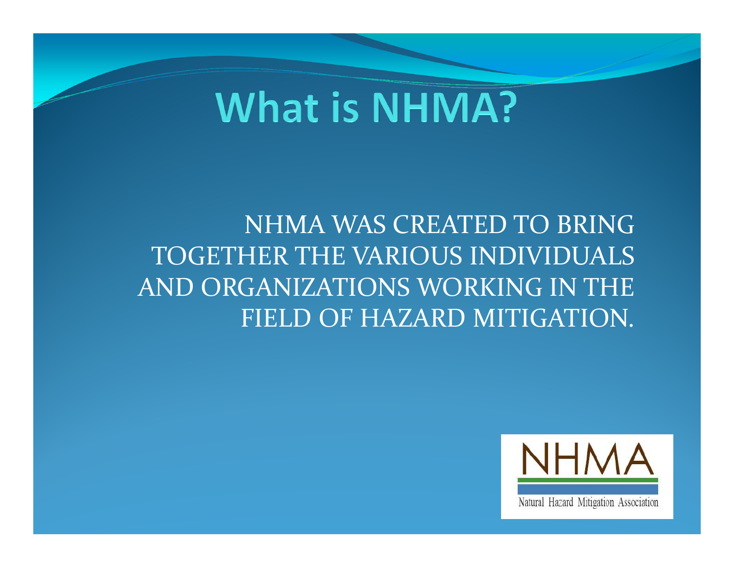# What is NHMA?

NHMA WAS CREATED TO BRING TOGETHER THE VARIOUS INDIVIDUALS AND ORGANIZATIONS WORKING IN THE FIELD OF HAZARD MITIGATION.

NHMA

Natural Hazard Mitigation Association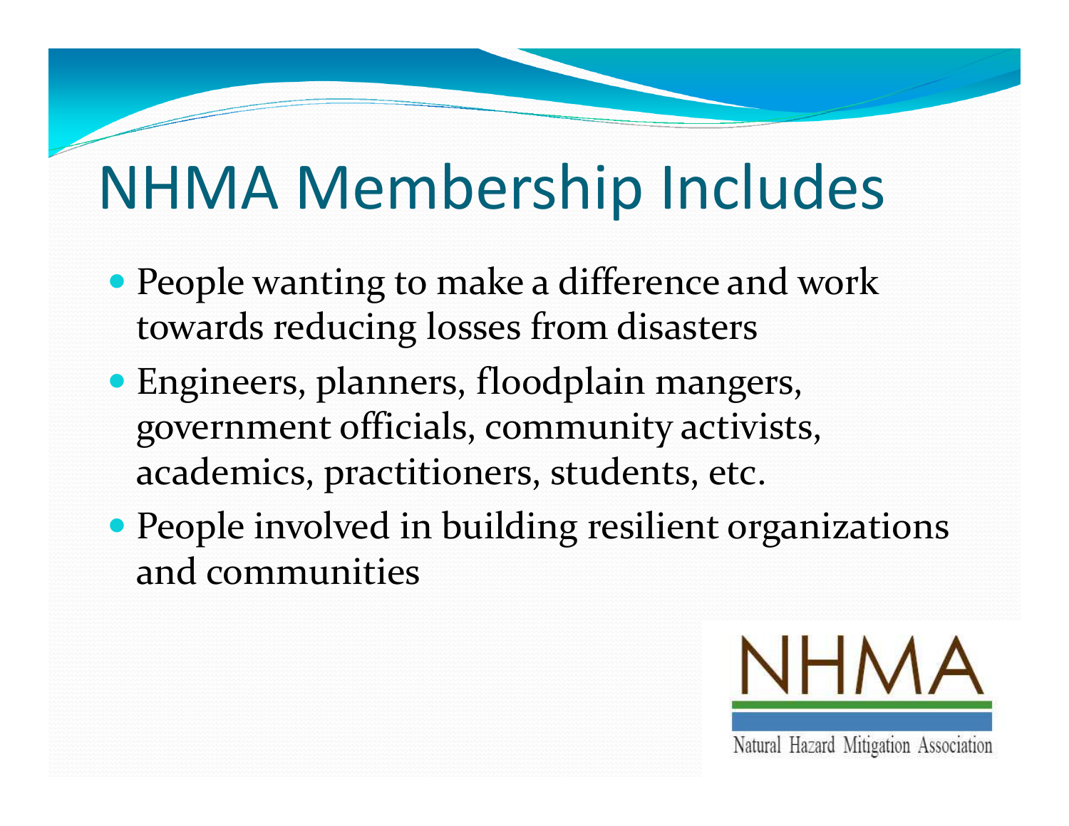# NHMA Membership Includes

- People wanting to make a difference and work towards reducing losses from disasters
- Engineers, planners, floodplain mangers, government officials, community activists, academics, practitioners, students, etc.
- People involved in building resilient organizations and communities

NHMA

Natural Hazard Mitigation Association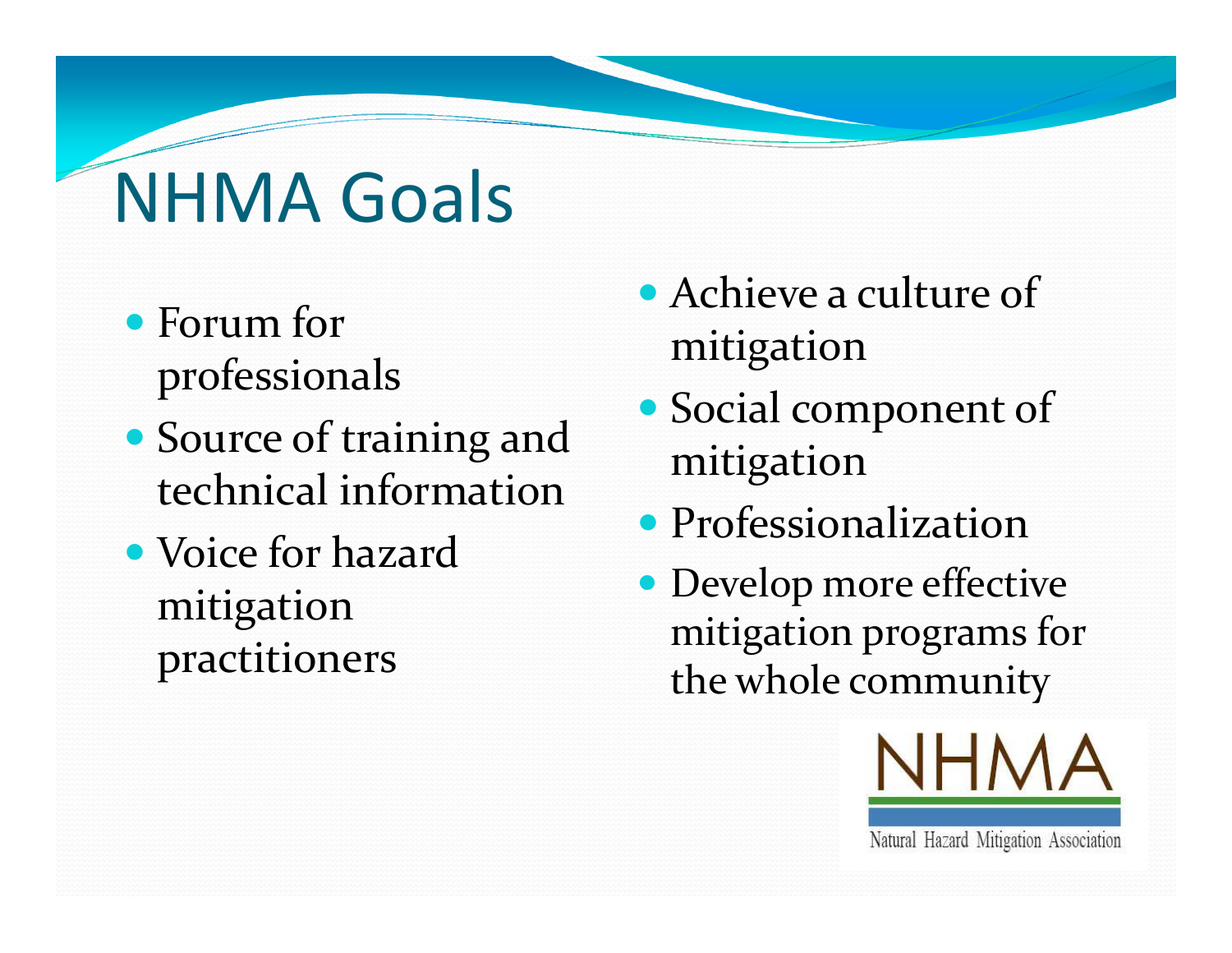# NHMA Goals

- Forum for professionals
- Source of training and technical information
- Voice for hazard mitigation practitioners
- Achieve a culture of mitigation
- Social component of mitigation
- Professionalization
- Develop more effective mitigation programs for the whole community

NHMA

Natural Hazard Mitigation Association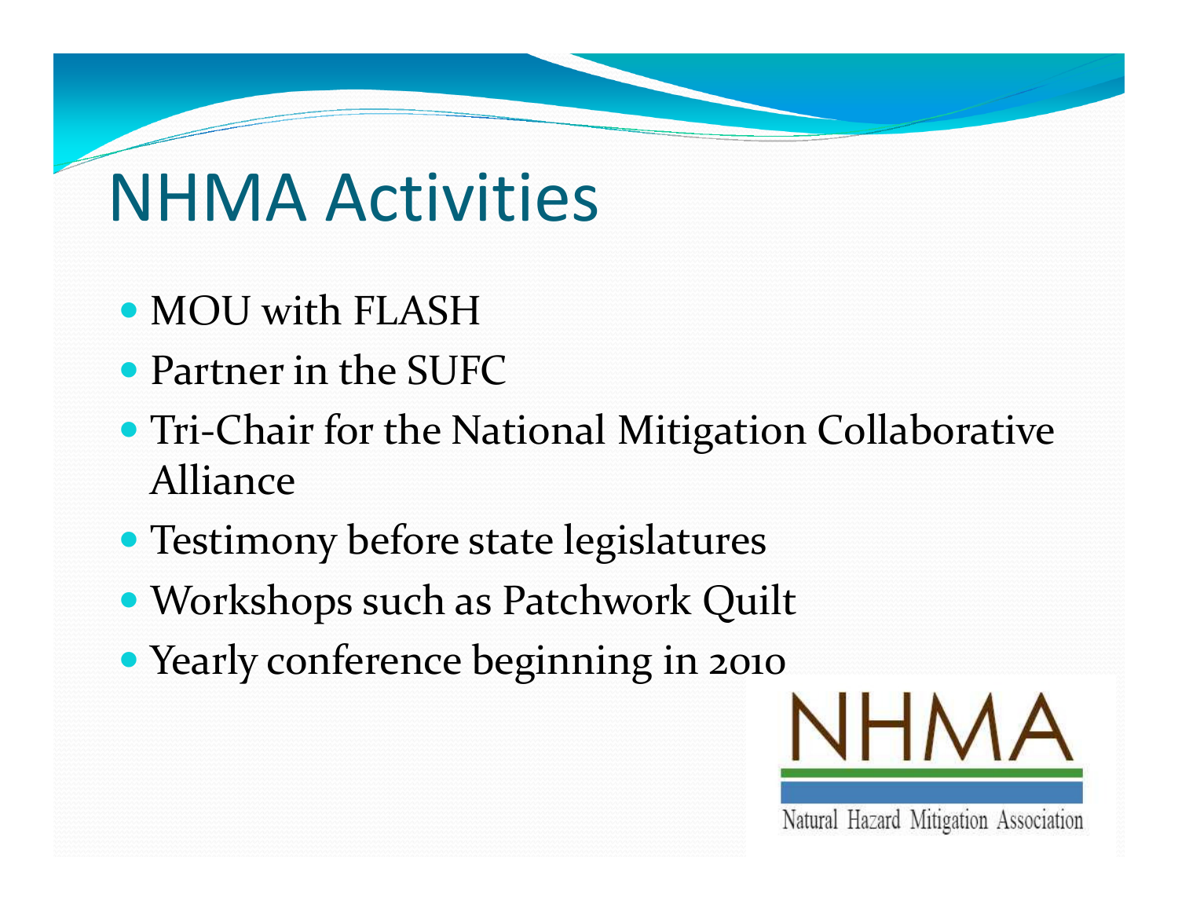# NHMA Activities

- MOU with FLASH
- Partner in the SUFC
- Tri-Chair for the National Mitigation Collaborative Alliance
- Testimony before state legislatures
- Workshops such as Patchwork Quilt
- Yearly conference beginning in 2010

NHMA

Natural Hazard Mitigation Association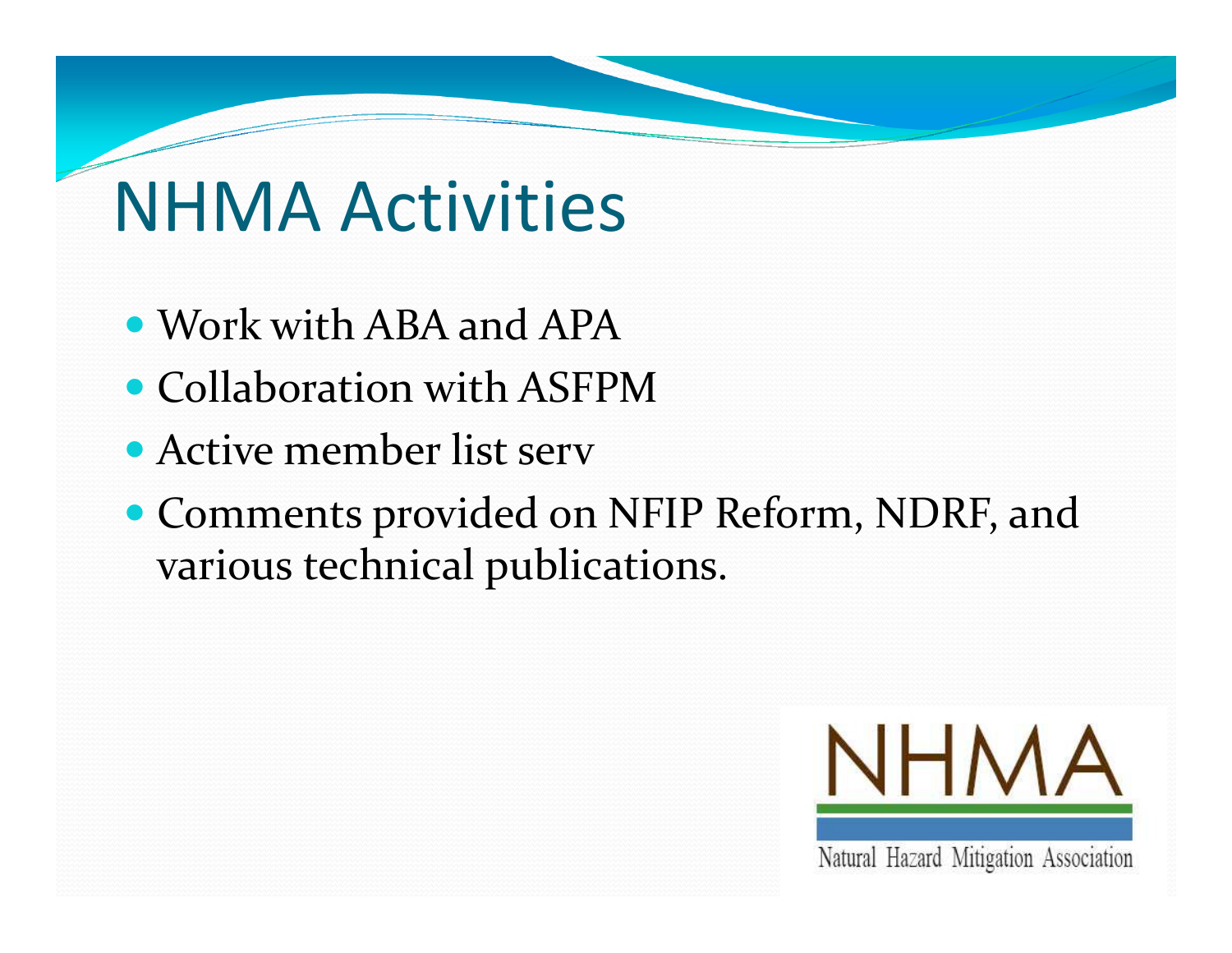# NHMA Activities

- Work with ABA and APA
- Collaboration with ASFPM
- Active member list serv
- Comments provided on NFIP Reform, NDRF, and various technical publications.

NHMA

Natural Hazard Mitigation Association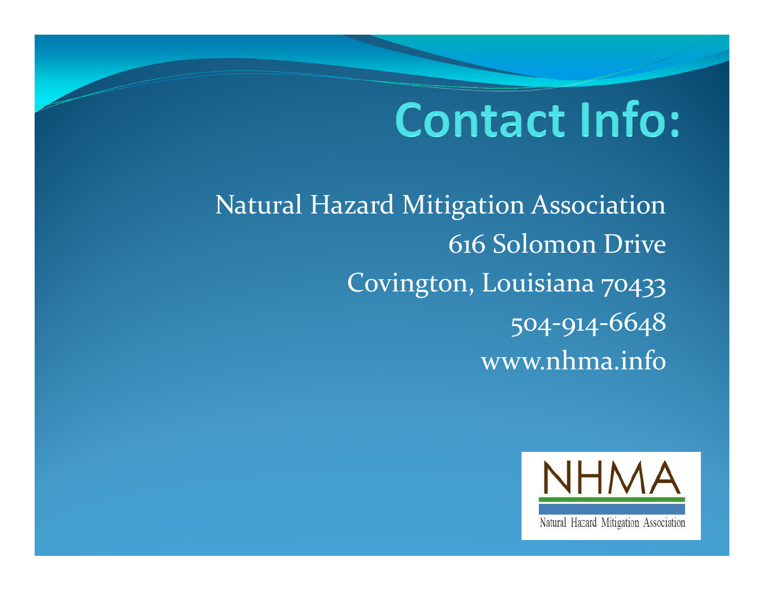# Contact Info:

Natural Hazard Mitigation Association

616 Solomon Drive

Covington, Louisiana 70433

504-914-6648

www.nhma.info

NHMA

Natural Hazard Mitigation Association